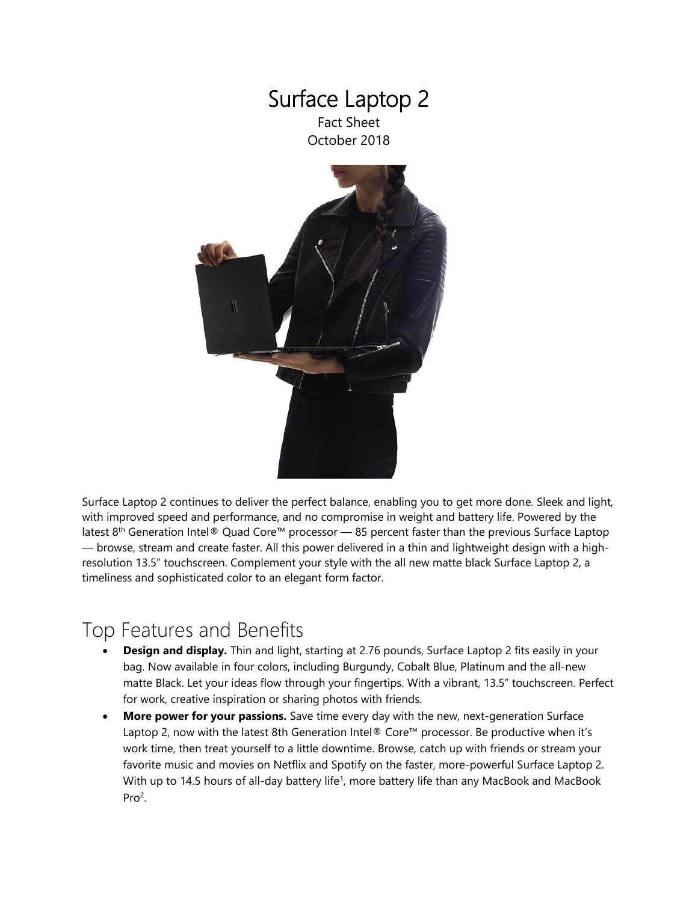# Surface Laptop 2

Fact Sheet
October 2018

Surface Laptop 2 continues to deliver the perfect balance, enabling you to get more done. Sleek and light, with improved speed and performance, and no compromise in weight and battery life. Powered by the latest 8th Generation Intel® Quad Core™ processor — 85 percent faster than the previous Surface Laptop — browse, stream and create faster. All this power delivered in a thin and lightweight design with a high-resolution 13.5" touchscreen. Complement your style with the all new matte black Surface Laptop 2, a timeliness and sophisticated color to an elegant form factor.

## Top Features and Benefits

- **Design and display.** Thin and light, starting at 2.76 pounds, Surface Laptop 2 fits easily in your bag. Now available in four colors, including Burgundy, Cobalt Blue, Platinum and the all-new matte Black. Let your ideas flow through your fingertips. With a vibrant, 13.5" touchscreen. Perfect for work, creative inspiration or sharing photos with friends.
- **More power for your passions.** Save time every day with the new, next-generation Surface Laptop 2, now with the latest 8th Generation Intel® Core™ processor. Be productive when it's work time, then treat yourself to a little downtime. Browse, catch up with friends or stream your favorite music and movies on Netflix and Spotify on the faster, more-powerful Surface Laptop 2. With up to 14.5 hours of all-day battery life[1], more battery life than any MacBook and MacBook Pro[2].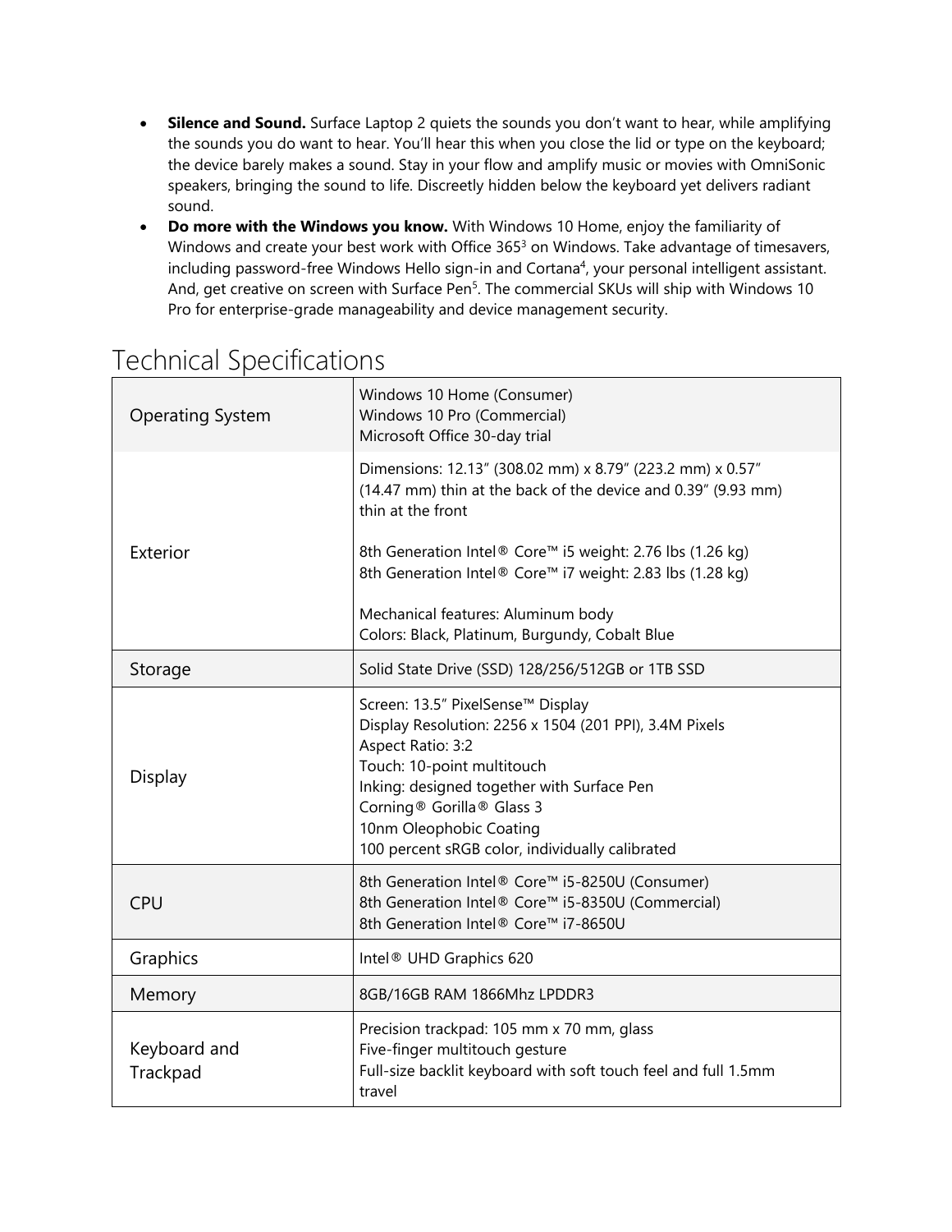- **Silence and Sound.** Surface Laptop 2 quiets the sounds you don't want to hear, while amplifying the sounds you do want to hear. You'll hear this when you close the lid or type on the keyboard; the device barely makes a sound. Stay in your flow and amplify music or movies with OmniSonic speakers, bringing the sound to life. Discreetly hidden below the keyboard yet delivers radiant sound.
- **Do more with the Windows you know.** With Windows 10 Home, enjoy the familiarity of Windows and create your best work with Office 365[3] on Windows. Take advantage of timesavers, including password-free Windows Hello sign-in and Cortana[4], your personal intelligent assistant. And, get creative on screen with Surface Pen[5]. The commercial SKUs will ship with Windows 10 Pro for enterprise-grade manageability and device management security.

# Technical Specifications

| | |
|---|---|
| Operating System | Windows 10 Home (Consumer)<br>Windows 10 Pro (Commercial)<br>Microsoft Office 30-day trial |
| Exterior | Dimensions: 12.13" (308.02 mm) x 8.79" (223.2 mm) x 0.57" (14.47 mm) thin at the back of the device and 0.39" (9.93 mm) thin at the front<br><br>8th Generation Intel® Core™ i5 weight: 2.76 lbs (1.26 kg)<br>8th Generation Intel® Core™ i7 weight: 2.83 lbs (1.28 kg)<br><br>Mechanical features: Aluminum body<br>Colors: Black, Platinum, Burgundy, Cobalt Blue |
| Storage | Solid State Drive (SSD) 128/256/512GB or 1TB SSD |
| Display | Screen: 13.5" PixelSense™ Display<br>Display Resolution: 2256 x 1504 (201 PPI), 3.4M Pixels<br>Aspect Ratio: 3:2<br>Touch: 10-point multitouch<br>Inking: designed together with Surface Pen<br>Corning® Gorilla® Glass 3<br>10nm Oleophobic Coating<br>100 percent sRGB color, individually calibrated |
| CPU | 8th Generation Intel® Core™ i5-8250U (Consumer)<br>8th Generation Intel® Core™ i5-8350U (Commercial)<br>8th Generation Intel® Core™ i7-8650U |
| Graphics | Intel® UHD Graphics 620 |
| Memory | 8GB/16GB RAM 1866Mhz LPDDR3 |
| Keyboard and Trackpad | Precision trackpad: 105 mm x 70 mm, glass<br>Five-finger multitouch gesture<br>Full-size backlit keyboard with soft touch feel and full 1.5mm travel |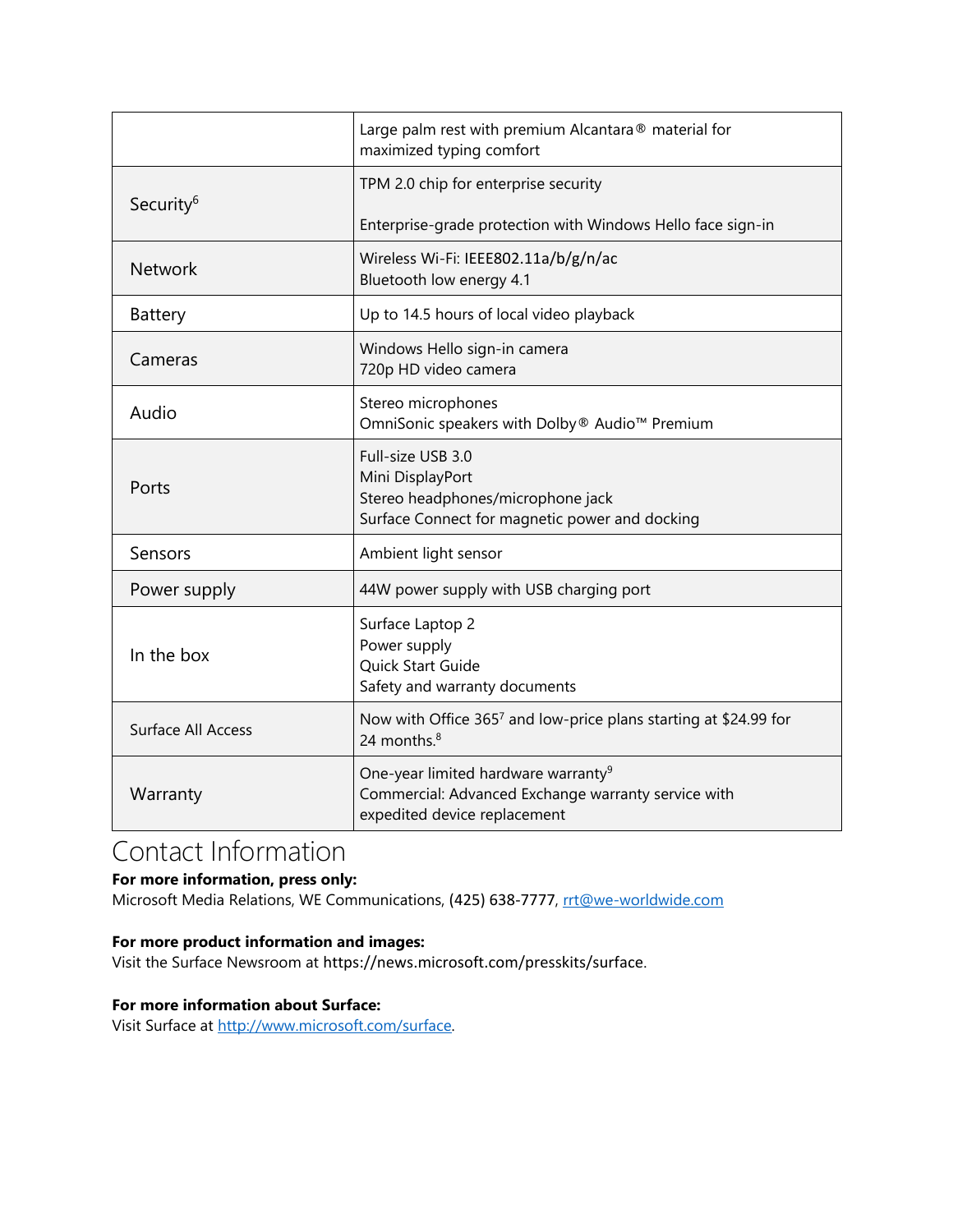| | |
|---|---|
| | Large palm rest with premium Alcantara® material for maximized typing comfort |
| Security[6] | TPM 2.0 chip for enterprise security<br><br>Enterprise-grade protection with Windows Hello face sign-in |
| Network | Wireless Wi-Fi: IEEE802.11a/b/g/n/ac<br>Bluetooth low energy 4.1 |
| Battery | Up to 14.5 hours of local video playback |
| Cameras | Windows Hello sign-in camera<br>720p HD video camera |
| Audio | Stereo microphones<br>OmniSonic speakers with Dolby® Audio™ Premium |
| Ports | Full-size USB 3.0<br>Mini DisplayPort<br>Stereo headphones/microphone jack<br>Surface Connect for magnetic power and docking |
| Sensors | Ambient light sensor |
| Power supply | 44W power supply with USB charging port |
| In the box | Surface Laptop 2<br>Power supply<br>Quick Start Guide<br>Safety and warranty documents |
| Surface All Access | Now with Office 365[7] and low-price plans starting at $24.99 for 24 months.[8] |
| Warranty | One-year limited hardware warranty[9]<br>Commercial: Advanced Exchange warranty service with expedited device replacement |

# Contact Information

**For more information, press only:**
Microsoft Media Relations, WE Communications, (425) 638-7777, rrt@we-worldwide.com

**For more product information and images:**
Visit the Surface Newsroom at https://news.microsoft.com/presskits/surface.

**For more information about Surface:**
Visit Surface at http://www.microsoft.com/surface.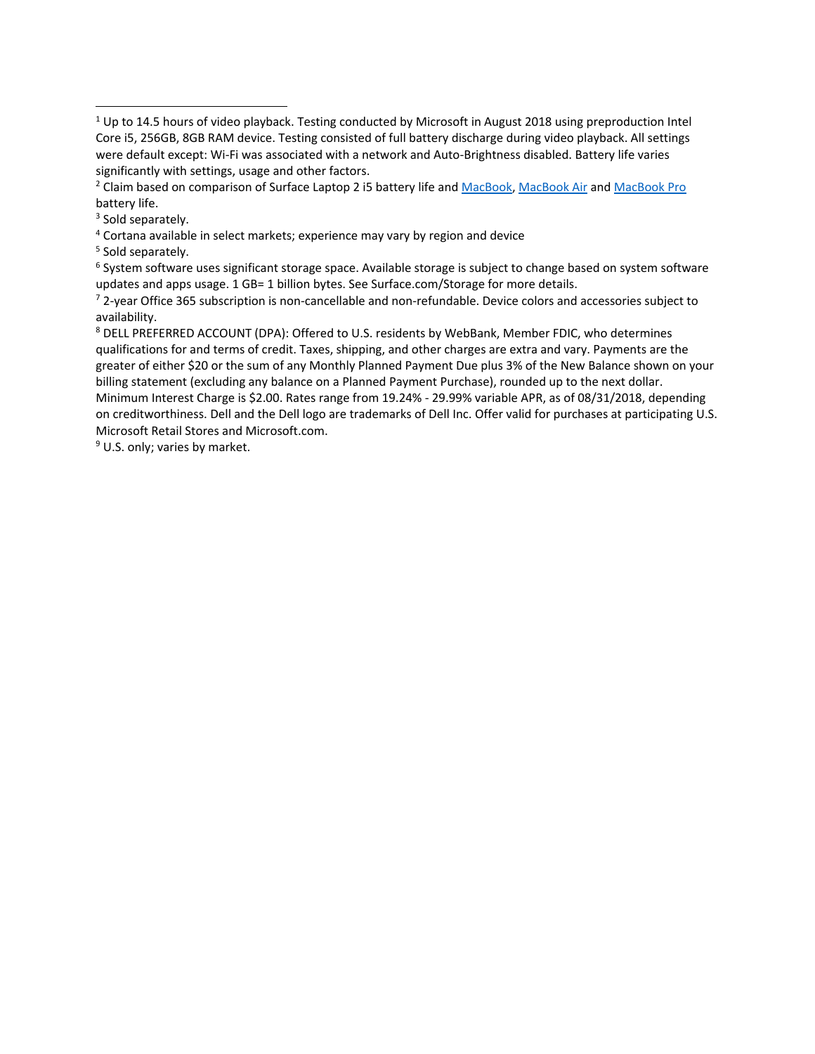[1] Up to 14.5 hours of video playback. Testing conducted by Microsoft in August 2018 using preproduction Intel Core i5, 256GB, 8GB RAM device. Testing consisted of full battery discharge during video playback. All settings were default except: Wi-Fi was associated with a network and Auto-Brightness disabled. Battery life varies significantly with settings, usage and other factors.

[2] Claim based on comparison of Surface Laptop 2 i5 battery life and MacBook, MacBook Air and MacBook Pro battery life.

[3] Sold separately.

[4] Cortana available in select markets; experience may vary by region and device

[5] Sold separately.

[6] System software uses significant storage space. Available storage is subject to change based on system software updates and apps usage. 1 GB= 1 billion bytes. See Surface.com/Storage for more details.

[7] 2-year Office 365 subscription is non-cancellable and non-refundable. Device colors and accessories subject to availability.

[8] DELL PREFERRED ACCOUNT (DPA): Offered to U.S. residents by WebBank, Member FDIC, who determines qualifications for and terms of credit. Taxes, shipping, and other charges are extra and vary. Payments are the greater of either $20 or the sum of any Monthly Planned Payment Due plus 3% of the New Balance shown on your billing statement (excluding any balance on a Planned Payment Purchase), rounded up to the next dollar. Minimum Interest Charge is $2.00. Rates range from 19.24% - 29.99% variable APR, as of 08/31/2018, depending on creditworthiness. Dell and the Dell logo are trademarks of Dell Inc. Offer valid for purchases at participating U.S. Microsoft Retail Stores and Microsoft.com.

[9] U.S. only; varies by market.